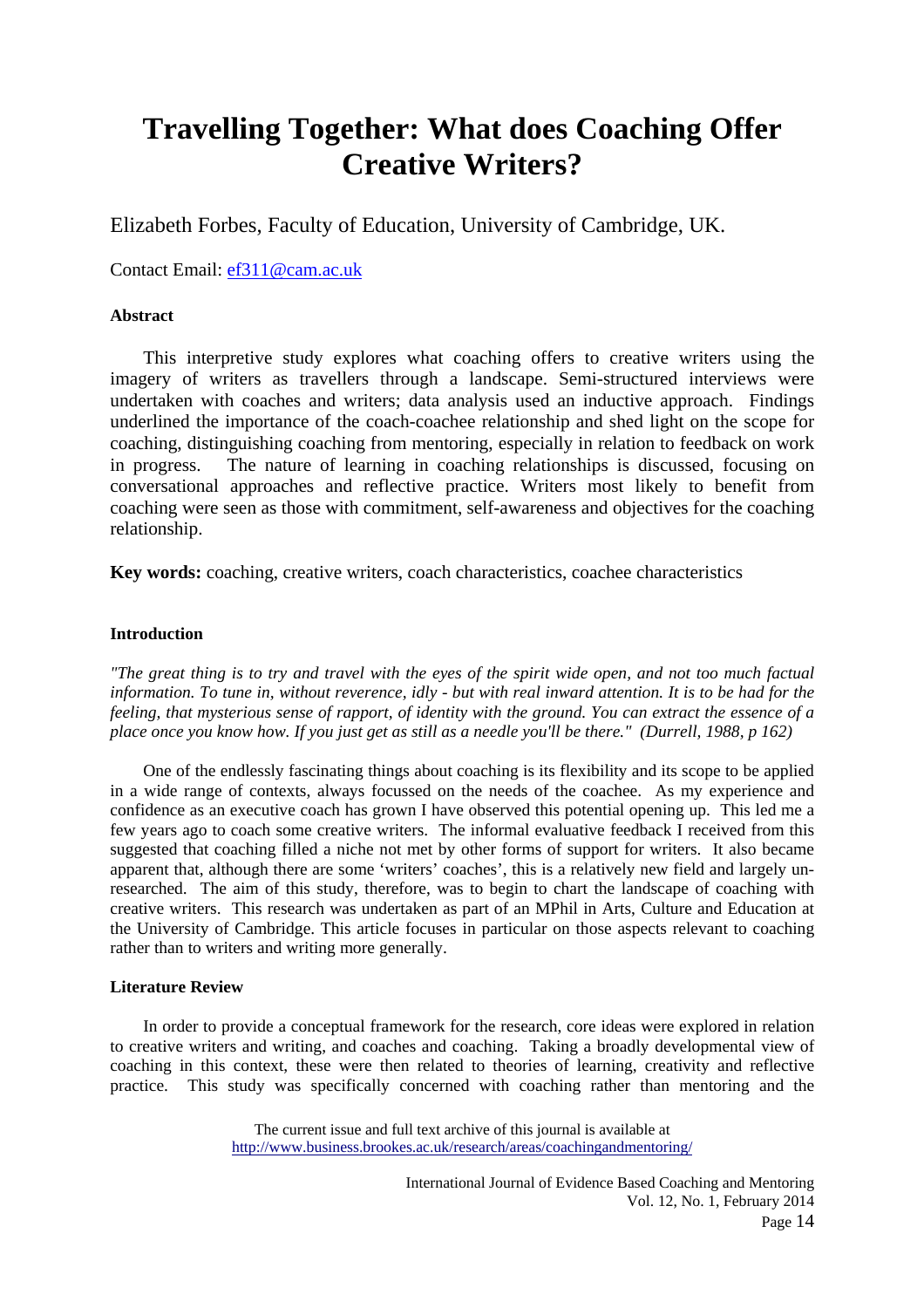# Travelling Together: What does Coaching Offer Creative Writers?

Elizabeth Forbes, Faculty of Education, University of Cambridge, UK.

Contact Email: ef311@cam.ac.uk

### Abstract

This interpretive study explores what coaching offers to creative writers using the imagery of writers as travellers through a landscape. Semi-structured interviews were undertaken with coaches and writers; data analysis used an inductive approach. Findings underlined the importance of the coach-coachee relationship and shed light on the scope for coaching, distinguishing coaching from mentoring, especially in relation to feedback on work in progress. The nature of learning in coaching relationships is discussed, focusing on conversational approaches and reflective practice. Writers most likely to benefit from coaching were seen as those with commitment, self-awareness and objectives for the coaching relationship.

**Key words:** coaching, creative writers, coach characteristics, coachee characteristics

### Introduction

*"The great thing is to try and travel with the eyes of the spirit wide open, and not too much factual information. To tune in, without reverence, idly - but with real inward attention. It is to be had for the feeling, that mysterious sense of rapport, of identity with the ground. You can extract the essence of a place once you know how. If you just get as still as a needle you'll be there." (Durrell, 1988, p 162)*

One of the endlessly fascinating things about coaching is its flexibility and its scope to be applied in a wide range of contexts, always focussed on the needs of the coachee. As my experience and confidence as an executive coach has grown I have observed this potential opening up. This led me a few years ago to coach some creative writers. The informal evaluative feedback I received from this suggested that coaching filled a niche not met by other forms of support for writers. It also became apparent that, although there are some 'writers' coaches', this is a relatively new field and largely un-researched. The aim of this study, therefore, was to begin to chart the landscape of coaching with creative writers. This research was undertaken as part of an MPhil in Arts, Culture and Education at the University of Cambridge. This article focuses in particular on those aspects relevant to coaching rather than to writers and writing more generally.

### Literature Review

In order to provide a conceptual framework for the research, core ideas were explored in relation to creative writers and writing, and coaches and coaching. Taking a broadly developmental view of coaching in this context, these were then related to theories of learning, creativity and reflective practice. This study was specifically concerned with coaching rather than mentoring and the

The current issue and full text archive of this journal is available at http://www.business.brookes.ac.uk/research/areas/coachingandmentoring/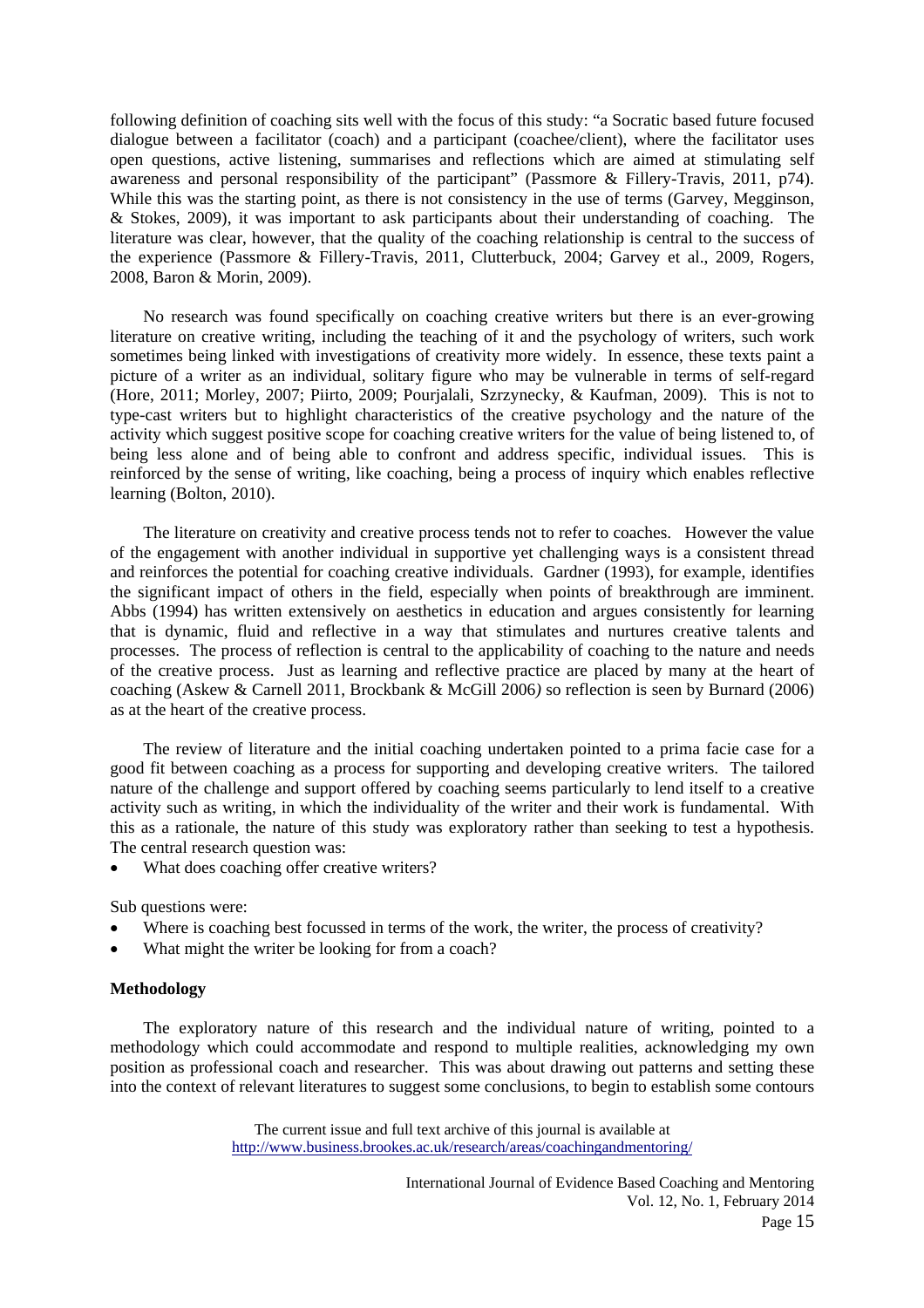following definition of coaching sits well with the focus of this study: "a Socratic based future focused dialogue between a facilitator (coach) and a participant (coachee/client), where the facilitator uses open questions, active listening, summarises and reflections which are aimed at stimulating self awareness and personal responsibility of the participant" (Passmore & Fillery-Travis, 2011, p74). While this was the starting point, as there is not consistency in the use of terms (Garvey, Megginson, & Stokes, 2009), it was important to ask participants about their understanding of coaching. The literature was clear, however, that the quality of the coaching relationship is central to the success of the experience (Passmore & Fillery-Travis, 2011, Clutterbuck, 2004; Garvey et al., 2009, Rogers, 2008, Baron & Morin, 2009).

No research was found specifically on coaching creative writers but there is an ever-growing literature on creative writing, including the teaching of it and the psychology of writers, such work sometimes being linked with investigations of creativity more widely. In essence, these texts paint a picture of a writer as an individual, solitary figure who may be vulnerable in terms of self-regard (Hore, 2011; Morley, 2007; Piirto, 2009; Pourjalali, Szrzynecky, & Kaufman, 2009). This is not to type-cast writers but to highlight characteristics of the creative psychology and the nature of the activity which suggest positive scope for coaching creative writers for the value of being listened to, of being less alone and of being able to confront and address specific, individual issues. This is reinforced by the sense of writing, like coaching, being a process of inquiry which enables reflective learning (Bolton, 2010).

The literature on creativity and creative process tends not to refer to coaches. However the value of the engagement with another individual in supportive yet challenging ways is a consistent thread and reinforces the potential for coaching creative individuals. Gardner (1993), for example, identifies the significant impact of others in the field, especially when points of breakthrough are imminent. Abbs (1994) has written extensively on aesthetics in education and argues consistently for learning that is dynamic, fluid and reflective in a way that stimulates and nurtures creative talents and processes. The process of reflection is central to the applicability of coaching to the nature and needs of the creative process. Just as learning and reflective practice are placed by many at the heart of coaching (Askew & Carnell 2011, Brockbank & McGill 2006*)* so reflection is seen by Burnard (2006) as at the heart of the creative process.

The review of literature and the initial coaching undertaken pointed to a prima facie case for a good fit between coaching as a process for supporting and developing creative writers. The tailored nature of the challenge and support offered by coaching seems particularly to lend itself to a creative activity such as writing, in which the individuality of the writer and their work is fundamental. With this as a rationale, the nature of this study was exploratory rather than seeking to test a hypothesis. The central research question was:

- What does coaching offer creative writers?

Sub questions were:

- Where is coaching best focussed in terms of the work, the writer, the process of creativity?
- What might the writer be looking for from a coach?

**Methodology**

The exploratory nature of this research and the individual nature of writing, pointed to a methodology which could accommodate and respond to multiple realities, acknowledging my own position as professional coach and researcher. This was about drawing out patterns and setting these into the context of relevant literatures to suggest some conclusions, to begin to establish some contours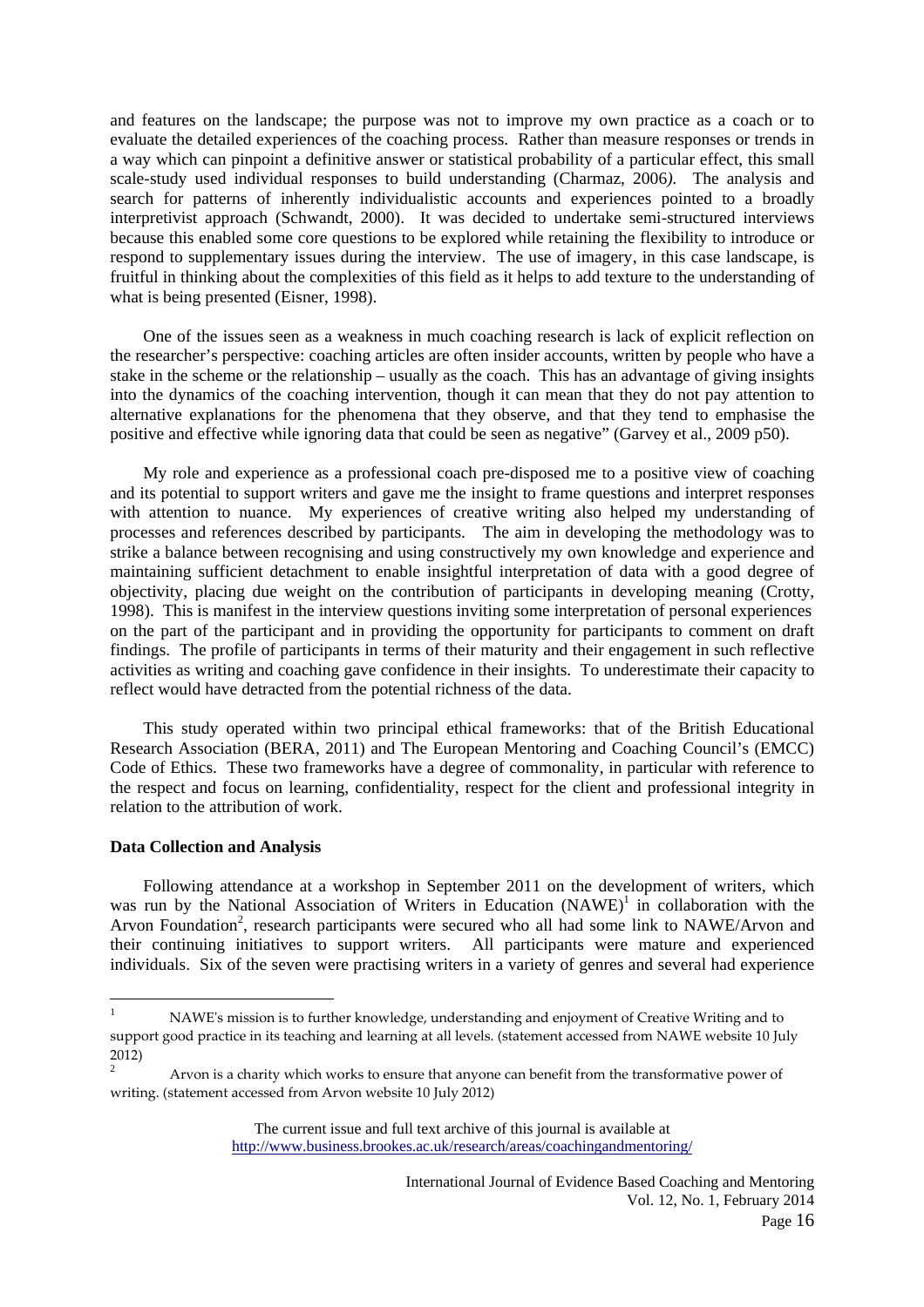and features on the landscape; the purpose was not to improve my own practice as a coach or to evaluate the detailed experiences of the coaching process. Rather than measure responses or trends in a way which can pinpoint a definitive answer or statistical probability of a particular effect, this small scale-study used individual responses to build understanding (Charmaz, 2006*)*. The analysis and search for patterns of inherently individualistic accounts and experiences pointed to a broadly interpretivist approach (Schwandt, 2000). It was decided to undertake semi-structured interviews because this enabled some core questions to be explored while retaining the flexibility to introduce or respond to supplementary issues during the interview. The use of imagery, in this case landscape, is fruitful in thinking about the complexities of this field as it helps to add texture to the understanding of what is being presented (Eisner, 1998).

One of the issues seen as a weakness in much coaching research is lack of explicit reflection on the researcher's perspective: coaching articles are often insider accounts, written by people who have a stake in the scheme or the relationship – usually as the coach. This has an advantage of giving insights into the dynamics of the coaching intervention, though it can mean that they do not pay attention to alternative explanations for the phenomena that they observe, and that they tend to emphasise the positive and effective while ignoring data that could be seen as negative" (Garvey et al., 2009 p50).

My role and experience as a professional coach pre-disposed me to a positive view of coaching and its potential to support writers and gave me the insight to frame questions and interpret responses with attention to nuance. My experiences of creative writing also helped my understanding of processes and references described by participants. The aim in developing the methodology was to strike a balance between recognising and using constructively my own knowledge and experience and maintaining sufficient detachment to enable insightful interpretation of data with a good degree of objectivity, placing due weight on the contribution of participants in developing meaning (Crotty, 1998). This is manifest in the interview questions inviting some interpretation of personal experiences on the part of the participant and in providing the opportunity for participants to comment on draft findings. The profile of participants in terms of their maturity and their engagement in such reflective activities as writing and coaching gave confidence in their insights. To underestimate their capacity to reflect would have detracted from the potential richness of the data.

This study operated within two principal ethical frameworks: that of the British Educational Research Association (BERA, 2011) and The European Mentoring and Coaching Council's (EMCC) Code of Ethics. These two frameworks have a degree of commonality, in particular with reference to the respect and focus on learning, confidentiality, respect for the client and professional integrity in relation to the attribution of work.

**Data Collection and Analysis**

Following attendance at a workshop in September 2011 on the development of writers, which was run by the National Association of Writers in Education (NAWE)[1] in collaboration with the Arvon Foundation[2], research participants were secured who all had some link to NAWE/Arvon and their continuing initiatives to support writers. All participants were mature and experienced individuals. Six of the seven were practising writers in a variety of genres and several had experience

---

[1] NAWE's mission is to further knowledge, understanding and enjoyment of Creative Writing and to support good practice in its teaching and learning at all levels. (statement accessed from NAWE website 10 July 2012)

[2] Arvon is a charity which works to ensure that anyone can benefit from the transformative power of writing. (statement accessed from Arvon website 10 July 2012)

The current issue and full text archive of this journal is available at
http://www.business.brookes.ac.uk/research/areas/coachingandmentoring/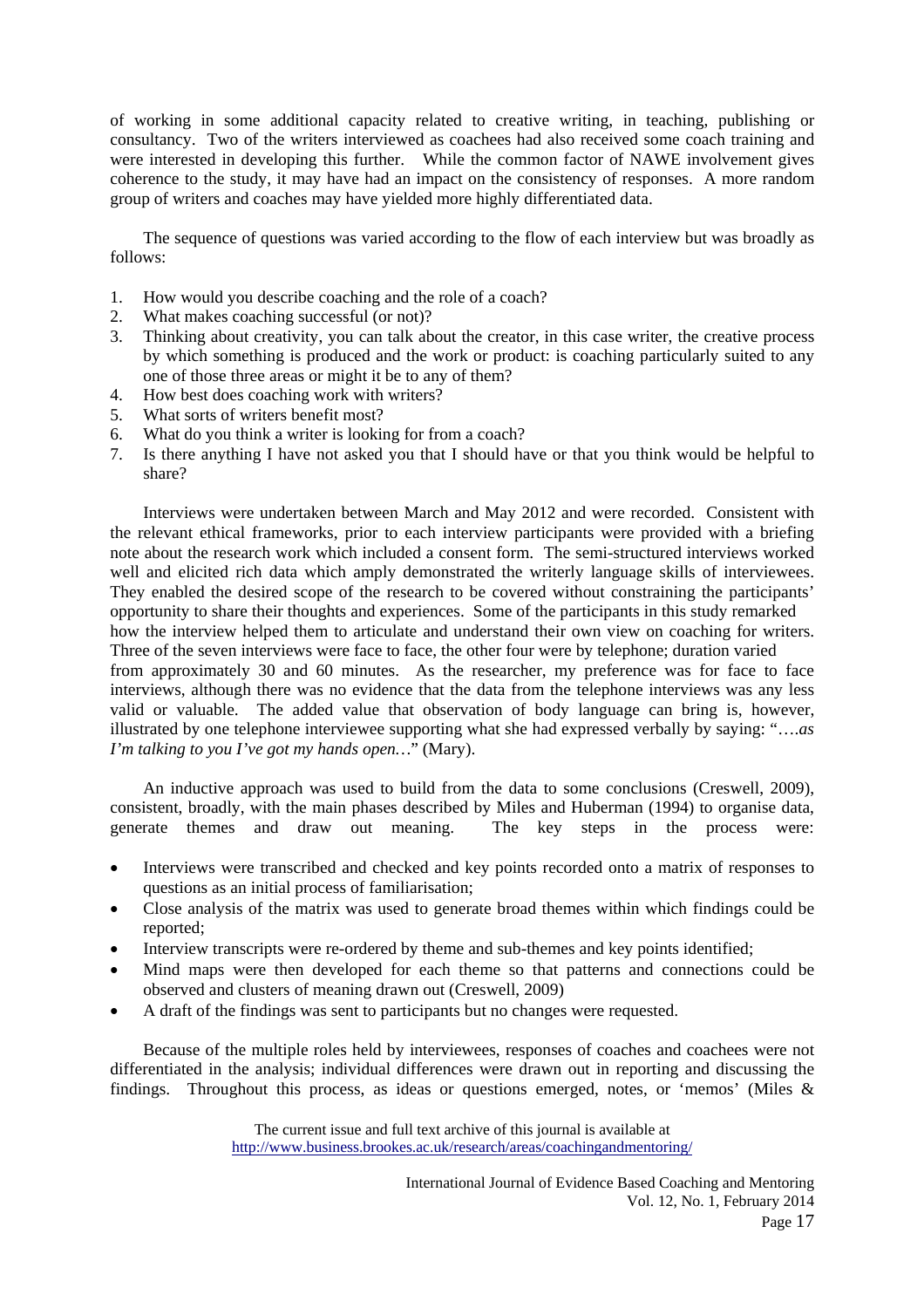of working in some additional capacity related to creative writing, in teaching, publishing or consultancy. Two of the writers interviewed as coachees had also received some coach training and were interested in developing this further. While the common factor of NAWE involvement gives coherence to the study, it may have had an impact on the consistency of responses. A more random group of writers and coaches may have yielded more highly differentiated data.

The sequence of questions was varied according to the flow of each interview but was broadly as follows:

1. How would you describe coaching and the role of a coach?
2. What makes coaching successful (or not)?
3. Thinking about creativity, you can talk about the creator, in this case writer, the creative process by which something is produced and the work or product: is coaching particularly suited to any one of those three areas or might it be to any of them?
4. How best does coaching work with writers?
5. What sorts of writers benefit most?
6. What do you think a writer is looking for from a coach?
7. Is there anything I have not asked you that I should have or that you think would be helpful to share?

Interviews were undertaken between March and May 2012 and were recorded. Consistent with the relevant ethical frameworks, prior to each interview participants were provided with a briefing note about the research work which included a consent form. The semi-structured interviews worked well and elicited rich data which amply demonstrated the writerly language skills of interviewees. They enabled the desired scope of the research to be covered without constraining the participants' opportunity to share their thoughts and experiences. Some of the participants in this study remarked how the interview helped them to articulate and understand their own view on coaching for writers. Three of the seven interviews were face to face, the other four were by telephone; duration varied from approximately 30 and 60 minutes. As the researcher, my preference was for face to face interviews, although there was no evidence that the data from the telephone interviews was any less valid or valuable. The added value that observation of body language can bring is, however, illustrated by one telephone interviewee supporting what she had expressed verbally by saying: "….*as I'm talking to you I've got my hands open…*" (Mary).

An inductive approach was used to build from the data to some conclusions (Creswell, 2009), consistent, broadly, with the main phases described by Miles and Huberman (1994) to organise data, generate themes and draw out meaning. The key steps in the process were:

- Interviews were transcribed and checked and key points recorded onto a matrix of responses to questions as an initial process of familiarisation;
- Close analysis of the matrix was used to generate broad themes within which findings could be reported;
- Interview transcripts were re-ordered by theme and sub-themes and key points identified;
- Mind maps were then developed for each theme so that patterns and connections could be observed and clusters of meaning drawn out (Creswell, 2009)
- A draft of the findings was sent to participants but no changes were requested.

Because of the multiple roles held by interviewees, responses of coaches and coachees were not differentiated in the analysis; individual differences were drawn out in reporting and discussing the findings. Throughout this process, as ideas or questions emerged, notes, or 'memos' (Miles &

The current issue and full text archive of this journal is available at http://www.business.brookes.ac.uk/research/areas/coachingandmentoring/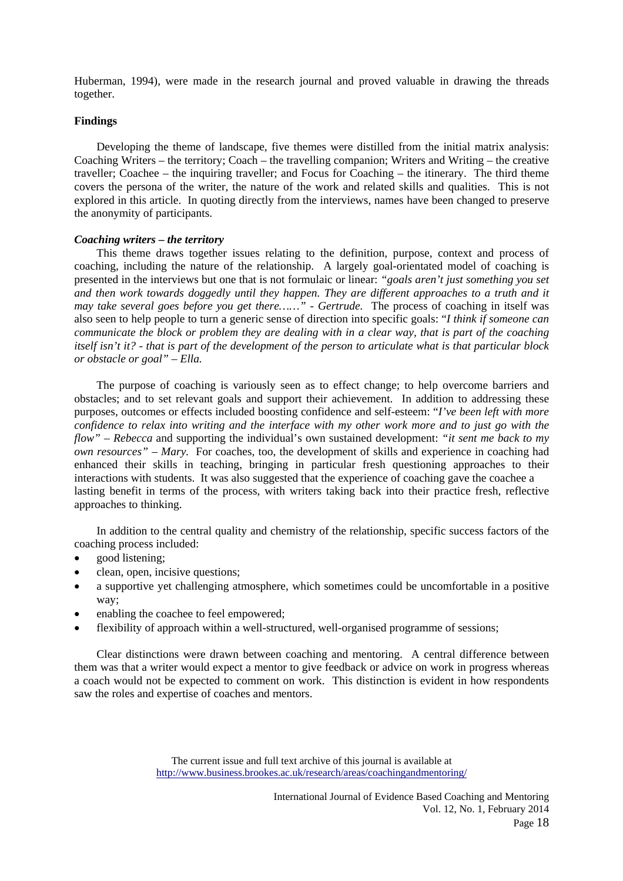Huberman, 1994), were made in the research journal and proved valuable in drawing the threads together.

**Findings**

Developing the theme of landscape, five themes were distilled from the initial matrix analysis: Coaching Writers – the territory; Coach – the travelling companion; Writers and Writing – the creative traveller; Coachee – the inquiring traveller; and Focus for Coaching – the itinerary. The third theme covers the persona of the writer, the nature of the work and related skills and qualities. This is not explored in this article. In quoting directly from the interviews, names have been changed to preserve the anonymity of participants.

***Coaching writers – the territory***

This theme draws together issues relating to the definition, purpose, context and process of coaching, including the nature of the relationship. A largely goal-orientated model of coaching is presented in the interviews but one that is not formulaic or linear: *"goals aren't just something you set and then work towards doggedly until they happen. They are different approaches to a truth and it may take several goes before you get there……" - Gertrude.* The process of coaching in itself was also seen to help people to turn a generic sense of direction into specific goals: "*I think if someone can communicate the block or problem they are dealing with in a clear way, that is part of the coaching itself isn't it? - that is part of the development of the person to articulate what is that particular block or obstacle or goal" – Ella.*

The purpose of coaching is variously seen as to effect change; to help overcome barriers and obstacles; and to set relevant goals and support their achievement. In addition to addressing these purposes, outcomes or effects included boosting confidence and self-esteem: "*I've been left with more confidence to relax into writing and the interface with my other work more and to just go with the flow" – Rebecca* and supporting the individual's own sustained development: *"it sent me back to my own resources" – Mary.* For coaches, too, the development of skills and experience in coaching had enhanced their skills in teaching, bringing in particular fresh questioning approaches to their interactions with students. It was also suggested that the experience of coaching gave the coachee a lasting benefit in terms of the process, with writers taking back into their practice fresh, reflective approaches to thinking.

In addition to the central quality and chemistry of the relationship, specific success factors of the coaching process included:

- good listening;
- clean, open, incisive questions;
- a supportive yet challenging atmosphere, which sometimes could be uncomfortable in a positive way;
- enabling the coachee to feel empowered;
- flexibility of approach within a well-structured, well-organised programme of sessions;

Clear distinctions were drawn between coaching and mentoring. A central difference between them was that a writer would expect a mentor to give feedback or advice on work in progress whereas a coach would not be expected to comment on work. This distinction is evident in how respondents saw the roles and expertise of coaches and mentors.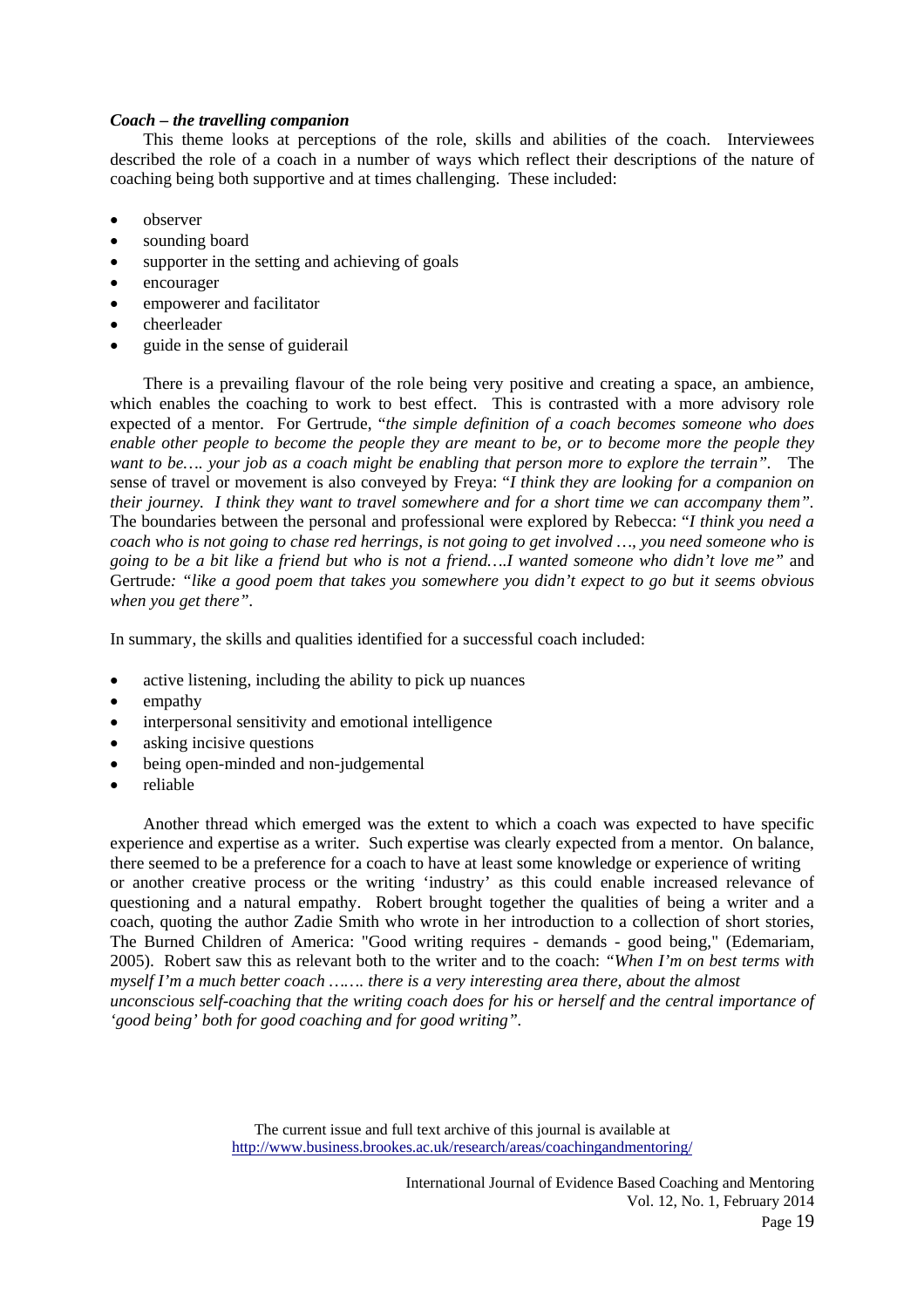***Coach – the travelling companion***

This theme looks at perceptions of the role, skills and abilities of the coach. Interviewees described the role of a coach in a number of ways which reflect their descriptions of the nature of coaching being both supportive and at times challenging. These included:

- observer
- sounding board
- supporter in the setting and achieving of goals
- encourager
- empowerer and facilitator
- cheerleader
- guide in the sense of guiderail

There is a prevailing flavour of the role being very positive and creating a space, an ambience, which enables the coaching to work to best effect. This is contrasted with a more advisory role expected of a mentor. For Gertrude, "*the simple definition of a coach becomes someone who does enable other people to become the people they are meant to be, or to become more the people they want to be…. your job as a coach might be enabling that person more to explore the terrain*". The sense of travel or movement is also conveyed by Freya: "*I think they are looking for a companion on their journey. I think they want to travel somewhere and for a short time we can accompany them*". The boundaries between the personal and professional were explored by Rebecca: "*I think you need a coach who is not going to chase red herrings, is not going to get involved …, you need someone who is going to be a bit like a friend but who is not a friend….I wanted someone who didn't love me*" and Gertrude*: "like a good poem that takes you somewhere you didn't expect to go but it seems obvious when you get there"*.

In summary, the skills and qualities identified for a successful coach included:

- active listening, including the ability to pick up nuances
- empathy
- interpersonal sensitivity and emotional intelligence
- asking incisive questions
- being open-minded and non-judgemental
- reliable

Another thread which emerged was the extent to which a coach was expected to have specific experience and expertise as a writer. Such expertise was clearly expected from a mentor. On balance, there seemed to be a preference for a coach to have at least some knowledge or experience of writing or another creative process or the writing 'industry' as this could enable increased relevance of questioning and a natural empathy. Robert brought together the qualities of being a writer and a coach, quoting the author Zadie Smith who wrote in her introduction to a collection of short stories, The Burned Children of America: "Good writing requires - demands - good being," (Edemariam, 2005). Robert saw this as relevant both to the writer and to the coach: *"When I'm on best terms with myself I'm a much better coach ……. there is a very interesting area there, about the almost unconscious self-coaching that the writing coach does for his or herself and the central importance of 'good being' both for good coaching and for good writing"*.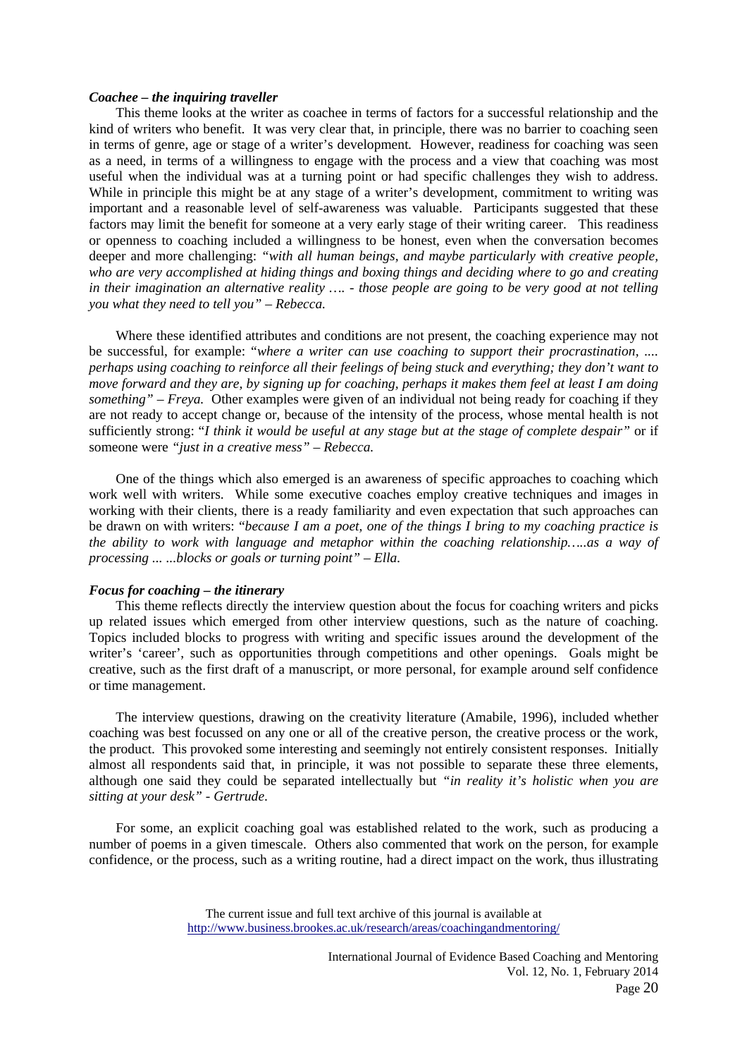***Coachee – the inquiring traveller***

This theme looks at the writer as coachee in terms of factors for a successful relationship and the kind of writers who benefit. It was very clear that, in principle, there was no barrier to coaching seen in terms of genre, age or stage of a writer's development. However, readiness for coaching was seen as a need, in terms of a willingness to engage with the process and a view that coaching was most useful when the individual was at a turning point or had specific challenges they wish to address. While in principle this might be at any stage of a writer's development, commitment to writing was important and a reasonable level of self-awareness was valuable. Participants suggested that these factors may limit the benefit for someone at a very early stage of their writing career. This readiness or openness to coaching included a willingness to be honest, even when the conversation becomes deeper and more challenging: *"with all human beings, and maybe particularly with creative people, who are very accomplished at hiding things and boxing things and deciding where to go and creating in their imagination an alternative reality …. - those people are going to be very good at not telling you what they need to tell you" – Rebecca.*

Where these identified attributes and conditions are not present, the coaching experience may not be successful, for example: "*where a writer can use coaching to support their procrastination, .... perhaps using coaching to reinforce all their feelings of being stuck and everything; they don't want to move forward and they are, by signing up for coaching, perhaps it makes them feel at least I am doing something" – Freya.* Other examples were given of an individual not being ready for coaching if they are not ready to accept change or, because of the intensity of the process, whose mental health is not sufficiently strong: "*I think it would be useful at any stage but at the stage of complete despair"* or if someone were *"just in a creative mess" – Rebecca.*

One of the things which also emerged is an awareness of specific approaches to coaching which work well with writers. While some executive coaches employ creative techniques and images in working with their clients, there is a ready familiarity and even expectation that such approaches can be drawn on with writers: "*because I am a poet, one of the things I bring to my coaching practice is the ability to work with language and metaphor within the coaching relationship…..as a way of processing ... ...blocks or goals or turning point" – Ella.*

***Focus for coaching – the itinerary***

This theme reflects directly the interview question about the focus for coaching writers and picks up related issues which emerged from other interview questions, such as the nature of coaching. Topics included blocks to progress with writing and specific issues around the development of the writer's 'career', such as opportunities through competitions and other openings. Goals might be creative, such as the first draft of a manuscript, or more personal, for example around self confidence or time management.

The interview questions, drawing on the creativity literature (Amabile, 1996), included whether coaching was best focussed on any one or all of the creative person, the creative process or the work, the product. This provoked some interesting and seemingly not entirely consistent responses. Initially almost all respondents said that, in principle, it was not possible to separate these three elements, although one said they could be separated intellectually but *"in reality it's holistic when you are sitting at your desk" - Gertrude.*

For some, an explicit coaching goal was established related to the work, such as producing a number of poems in a given timescale. Others also commented that work on the person, for example confidence, or the process, such as a writing routine, had a direct impact on the work, thus illustrating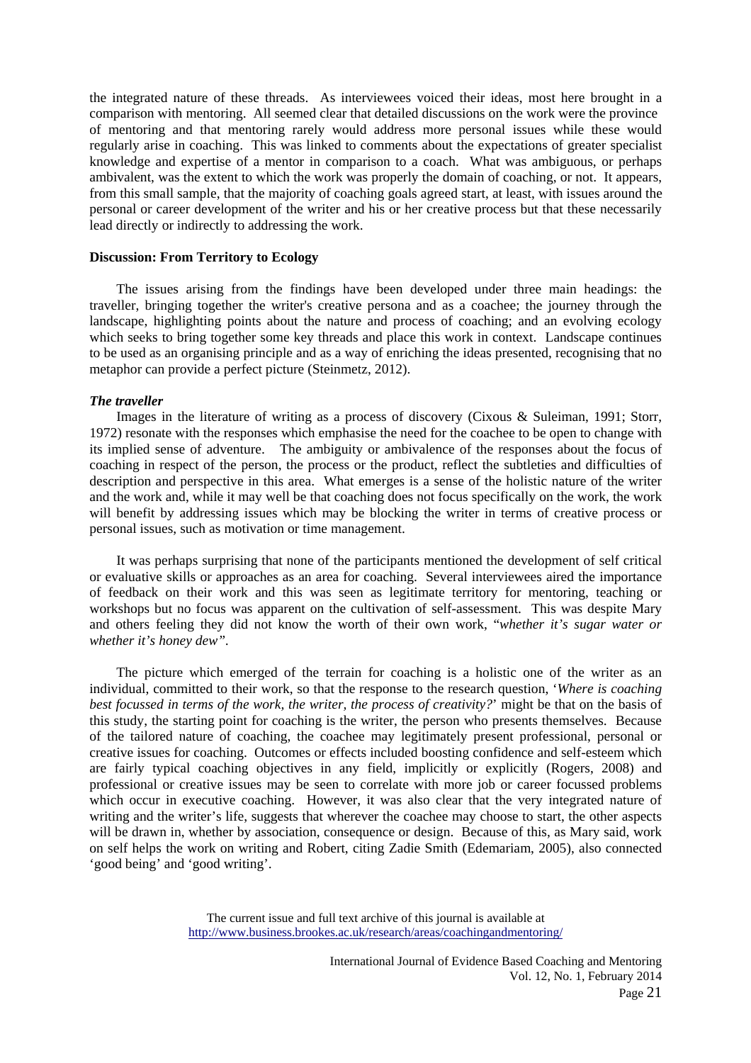the integrated nature of these threads. As interviewees voiced their ideas, most here brought in a comparison with mentoring. All seemed clear that detailed discussions on the work were the province of mentoring and that mentoring rarely would address more personal issues while these would regularly arise in coaching. This was linked to comments about the expectations of greater specialist knowledge and expertise of a mentor in comparison to a coach. What was ambiguous, or perhaps ambivalent, was the extent to which the work was properly the domain of coaching, or not. It appears, from this small sample, that the majority of coaching goals agreed start, at least, with issues around the personal or career development of the writer and his or her creative process but that these necessarily lead directly or indirectly to addressing the work.

## Discussion: From Territory to Ecology

The issues arising from the findings have been developed under three main headings: the traveller, bringing together the writer's creative persona and as a coachee; the journey through the landscape, highlighting points about the nature and process of coaching; and an evolving ecology which seeks to bring together some key threads and place this work in context. Landscape continues to be used as an organising principle and as a way of enriching the ideas presented, recognising that no metaphor can provide a perfect picture (Steinmetz, 2012).

### *The traveller*

Images in the literature of writing as a process of discovery (Cixous & Suleiman, 1991; Storr, 1972) resonate with the responses which emphasise the need for the coachee to be open to change with its implied sense of adventure. The ambiguity or ambivalence of the responses about the focus of coaching in respect of the person, the process or the product, reflect the subtleties and difficulties of description and perspective in this area. What emerges is a sense of the holistic nature of the writer and the work and, while it may well be that coaching does not focus specifically on the work, the work will benefit by addressing issues which may be blocking the writer in terms of creative process or personal issues, such as motivation or time management.

It was perhaps surprising that none of the participants mentioned the development of self critical or evaluative skills or approaches as an area for coaching. Several interviewees aired the importance of feedback on their work and this was seen as legitimate territory for mentoring, teaching or workshops but no focus was apparent on the cultivation of self-assessment. This was despite Mary and others feeling they did not know the worth of their own work, "*whether it's sugar water or whether it's honey dew"*.

The picture which emerged of the terrain for coaching is a holistic one of the writer as an individual, committed to their work, so that the response to the research question, '*Where is coaching best focussed in terms of the work, the writer, the process of creativity?*' might be that on the basis of this study, the starting point for coaching is the writer, the person who presents themselves. Because of the tailored nature of coaching, the coachee may legitimately present professional, personal or creative issues for coaching. Outcomes or effects included boosting confidence and self-esteem which are fairly typical coaching objectives in any field, implicitly or explicitly (Rogers, 2008) and professional or creative issues may be seen to correlate with more job or career focussed problems which occur in executive coaching. However, it was also clear that the very integrated nature of writing and the writer's life, suggests that wherever the coachee may choose to start, the other aspects will be drawn in, whether by association, consequence or design. Because of this, as Mary said, work on self helps the work on writing and Robert, citing Zadie Smith (Edemariam, 2005), also connected 'good being' and 'good writing'.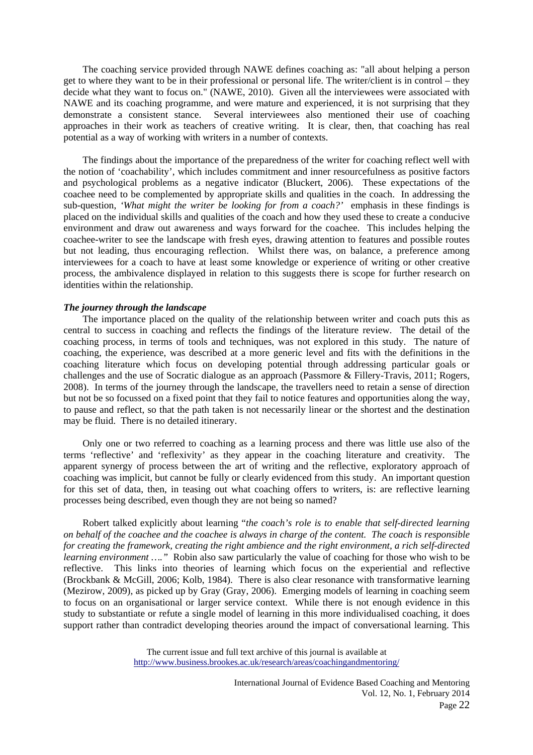The coaching service provided through NAWE defines coaching as: "all about helping a person get to where they want to be in their professional or personal life. The writer/client is in control – they decide what they want to focus on." (NAWE, 2010). Given all the interviewees were associated with NAWE and its coaching programme, and were mature and experienced, it is not surprising that they demonstrate a consistent stance. Several interviewees also mentioned their use of coaching approaches in their work as teachers of creative writing. It is clear, then, that coaching has real potential as a way of working with writers in a number of contexts.

The findings about the importance of the preparedness of the writer for coaching reflect well with the notion of 'coachability', which includes commitment and inner resourcefulness as positive factors and psychological problems as a negative indicator (Bluckert, 2006). These expectations of the coachee need to be complemented by appropriate skills and qualities in the coach. In addressing the sub-question, *'What might the writer be looking for from a coach?'* emphasis in these findings is placed on the individual skills and qualities of the coach and how they used these to create a conducive environment and draw out awareness and ways forward for the coachee. This includes helping the coachee-writer to see the landscape with fresh eyes, drawing attention to features and possible routes but not leading, thus encouraging reflection. Whilst there was, on balance, a preference among interviewees for a coach to have at least some knowledge or experience of writing or other creative process, the ambivalence displayed in relation to this suggests there is scope for further research on identities within the relationship.

### *The journey through the landscape*

The importance placed on the quality of the relationship between writer and coach puts this as central to success in coaching and reflects the findings of the literature review. The detail of the coaching process, in terms of tools and techniques, was not explored in this study. The nature of coaching, the experience, was described at a more generic level and fits with the definitions in the coaching literature which focus on developing potential through addressing particular goals or challenges and the use of Socratic dialogue as an approach (Passmore & Fillery-Travis, 2011; Rogers, 2008). In terms of the journey through the landscape, the travellers need to retain a sense of direction but not be so focussed on a fixed point that they fail to notice features and opportunities along the way, to pause and reflect, so that the path taken is not necessarily linear or the shortest and the destination may be fluid. There is no detailed itinerary.

Only one or two referred to coaching as a learning process and there was little use also of the terms 'reflective' and 'reflexivity' as they appear in the coaching literature and creativity. The apparent synergy of process between the art of writing and the reflective, exploratory approach of coaching was implicit, but cannot be fully or clearly evidenced from this study. An important question for this set of data, then, in teasing out what coaching offers to writers, is: are reflective learning processes being described, even though they are not being so named?

Robert talked explicitly about learning "*the coach's role is to enable that self-directed learning on behalf of the coachee and the coachee is always in charge of the content. The coach is responsible for creating the framework, creating the right ambience and the right environment, a rich self-directed learning environment ….*" Robin also saw particularly the value of coaching for those who wish to be reflective. This links into theories of learning which focus on the experiential and reflective (Brockbank & McGill, 2006; Kolb, 1984). There is also clear resonance with transformative learning (Mezirow, 2009), as picked up by Gray (Gray, 2006). Emerging models of learning in coaching seem to focus on an organisational or larger service context. While there is not enough evidence in this study to substantiate or refute a single model of learning in this more individualised coaching, it does support rather than contradict developing theories around the impact of conversational learning. This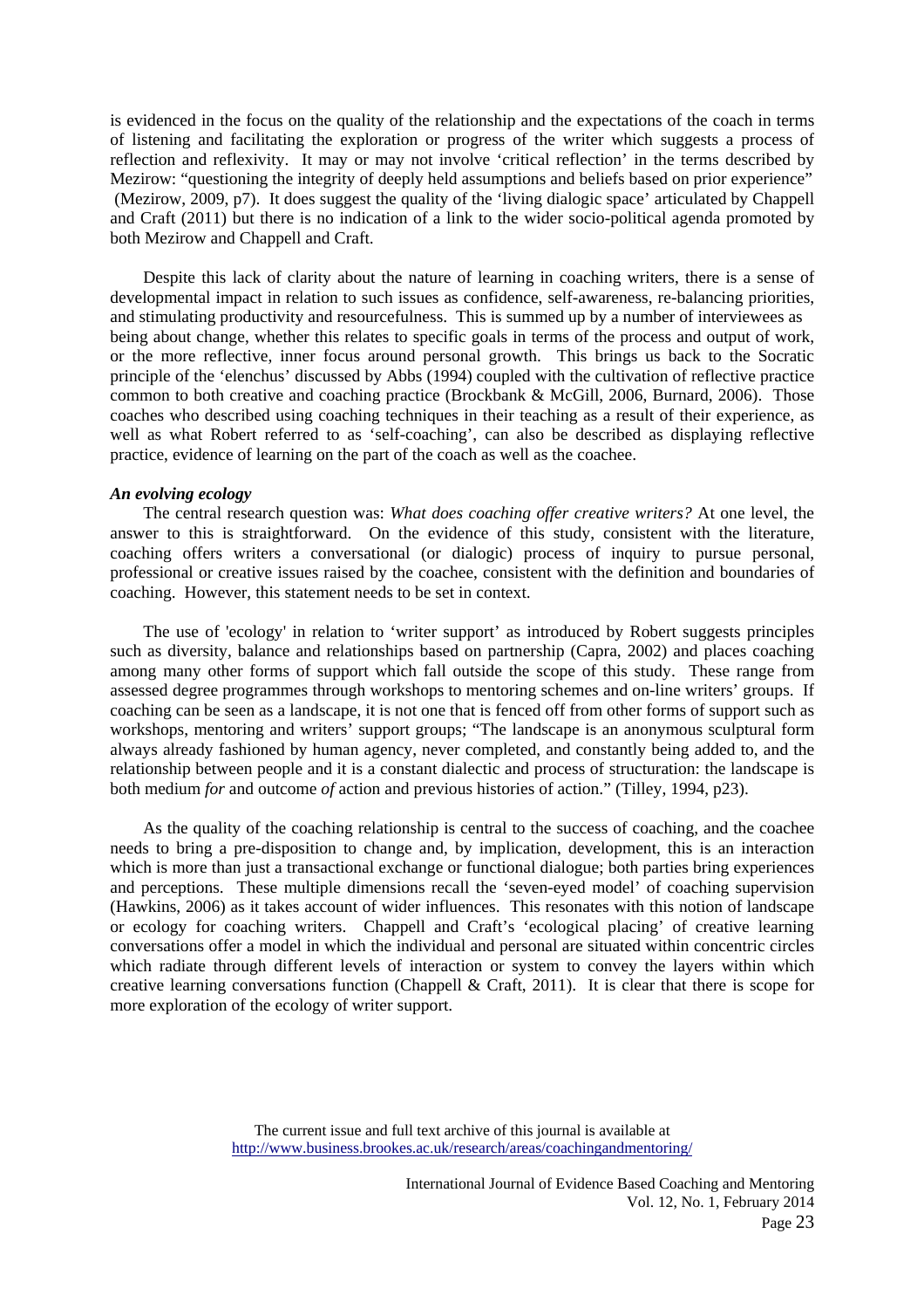is evidenced in the focus on the quality of the relationship and the expectations of the coach in terms of listening and facilitating the exploration or progress of the writer which suggests a process of reflection and reflexivity. It may or may not involve 'critical reflection' in the terms described by Mezirow: "questioning the integrity of deeply held assumptions and beliefs based on prior experience" (Mezirow, 2009, p7). It does suggest the quality of the 'living dialogic space' articulated by Chappell and Craft (2011) but there is no indication of a link to the wider socio-political agenda promoted by both Mezirow and Chappell and Craft.

Despite this lack of clarity about the nature of learning in coaching writers, there is a sense of developmental impact in relation to such issues as confidence, self-awareness, re-balancing priorities, and stimulating productivity and resourcefulness. This is summed up by a number of interviewees as being about change, whether this relates to specific goals in terms of the process and output of work, or the more reflective, inner focus around personal growth. This brings us back to the Socratic principle of the 'elenchus' discussed by Abbs (1994) coupled with the cultivation of reflective practice common to both creative and coaching practice (Brockbank & McGill, 2006, Burnard, 2006). Those coaches who described using coaching techniques in their teaching as a result of their experience, as well as what Robert referred to as 'self-coaching', can also be described as displaying reflective practice, evidence of learning on the part of the coach as well as the coachee.

***An evolving ecology***

The central research question was: *What does coaching offer creative writers?* At one level, the answer to this is straightforward. On the evidence of this study, consistent with the literature, coaching offers writers a conversational (or dialogic) process of inquiry to pursue personal, professional or creative issues raised by the coachee, consistent with the definition and boundaries of coaching. However, this statement needs to be set in context.

The use of 'ecology' in relation to 'writer support' as introduced by Robert suggests principles such as diversity, balance and relationships based on partnership (Capra, 2002) and places coaching among many other forms of support which fall outside the scope of this study. These range from assessed degree programmes through workshops to mentoring schemes and on-line writers' groups. If coaching can be seen as a landscape, it is not one that is fenced off from other forms of support such as workshops, mentoring and writers' support groups; "The landscape is an anonymous sculptural form always already fashioned by human agency, never completed, and constantly being added to, and the relationship between people and it is a constant dialectic and process of structuration: the landscape is both medium *for* and outcome *of* action and previous histories of action." (Tilley, 1994, p23).

As the quality of the coaching relationship is central to the success of coaching, and the coachee needs to bring a pre-disposition to change and, by implication, development, this is an interaction which is more than just a transactional exchange or functional dialogue; both parties bring experiences and perceptions. These multiple dimensions recall the 'seven-eyed model' of coaching supervision (Hawkins, 2006) as it takes account of wider influences. This resonates with this notion of landscape or ecology for coaching writers. Chappell and Craft's 'ecological placing' of creative learning conversations offer a model in which the individual and personal are situated within concentric circles which radiate through different levels of interaction or system to convey the layers within which creative learning conversations function (Chappell & Craft, 2011). It is clear that there is scope for more exploration of the ecology of writer support.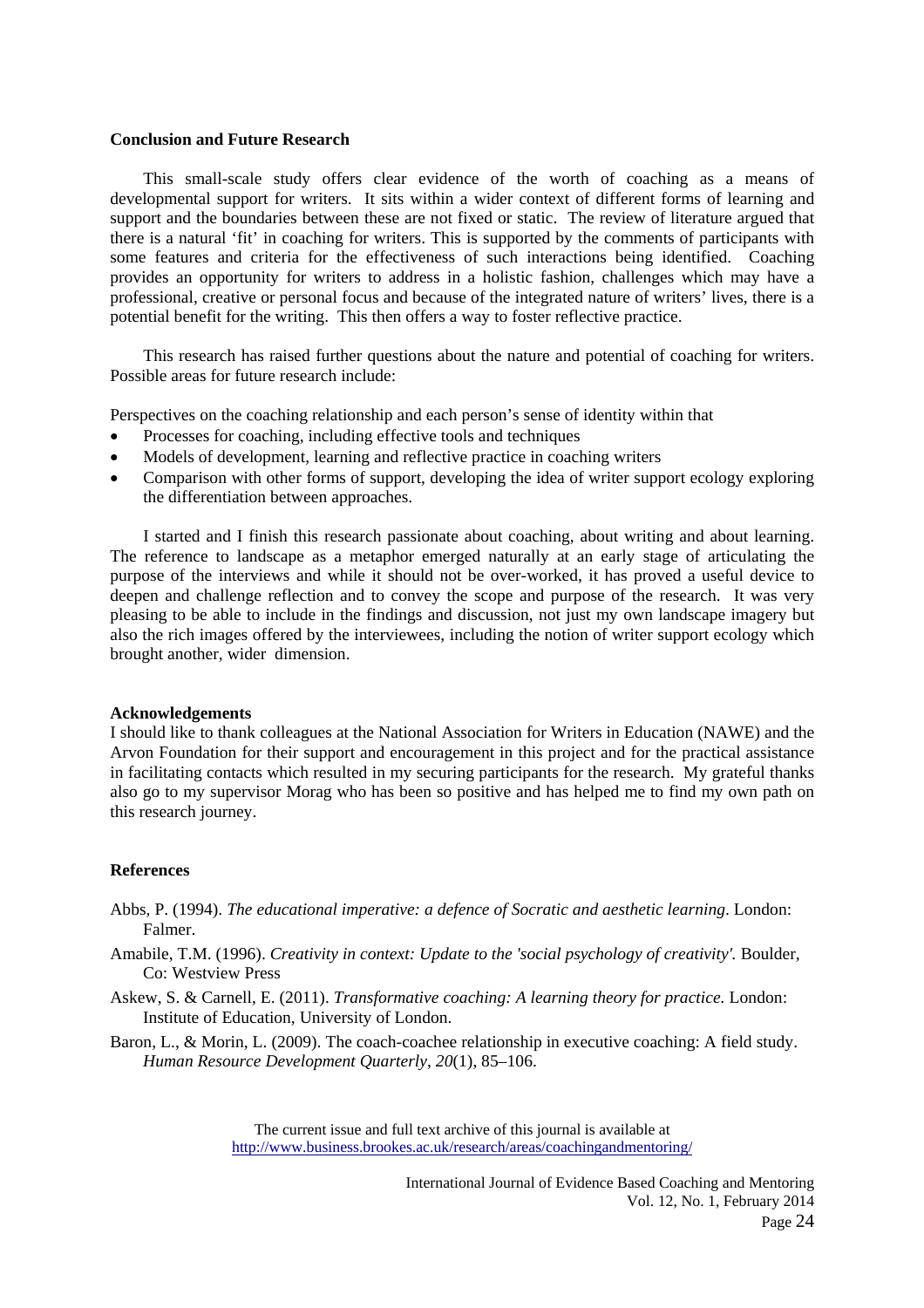**Conclusion and Future Research**

This small-scale study offers clear evidence of the worth of coaching as a means of developmental support for writers. It sits within a wider context of different forms of learning and support and the boundaries between these are not fixed or static. The review of literature argued that there is a natural 'fit' in coaching for writers. This is supported by the comments of participants with some features and criteria for the effectiveness of such interactions being identified. Coaching provides an opportunity for writers to address in a holistic fashion, challenges which may have a professional, creative or personal focus and because of the integrated nature of writers' lives, there is a potential benefit for the writing. This then offers a way to foster reflective practice.

This research has raised further questions about the nature and potential of coaching for writers. Possible areas for future research include:

Perspectives on the coaching relationship and each person's sense of identity within that

- Processes for coaching, including effective tools and techniques
- Models of development, learning and reflective practice in coaching writers
- Comparison with other forms of support, developing the idea of writer support ecology exploring the differentiation between approaches.

I started and I finish this research passionate about coaching, about writing and about learning. The reference to landscape as a metaphor emerged naturally at an early stage of articulating the purpose of the interviews and while it should not be over-worked, it has proved a useful device to deepen and challenge reflection and to convey the scope and purpose of the research. It was very pleasing to be able to include in the findings and discussion, not just my own landscape imagery but also the rich images offered by the interviewees, including the notion of writer support ecology which brought another, wider dimension.

**Acknowledgements**

I should like to thank colleagues at the National Association for Writers in Education (NAWE) and the Arvon Foundation for their support and encouragement in this project and for the practical assistance in facilitating contacts which resulted in my securing participants for the research. My grateful thanks also go to my supervisor Morag who has been so positive and has helped me to find my own path on this research journey.

**References**

Abbs, P. (1994). *The educational imperative: a defence of Socratic and aesthetic learning*. London: Falmer.

Amabile, T.M. (1996). *Creativity in context: Update to the 'social psychology of creativity'.* Boulder, Co: Westview Press

Askew, S. & Carnell, E. (2011). *Transformative coaching: A learning theory for practice.* London: Institute of Education, University of London.

Baron, L., & Morin, L. (2009). The coach-coachee relationship in executive coaching: A field study. *Human Resource Development Quarterly*, *20*(1), 85–106.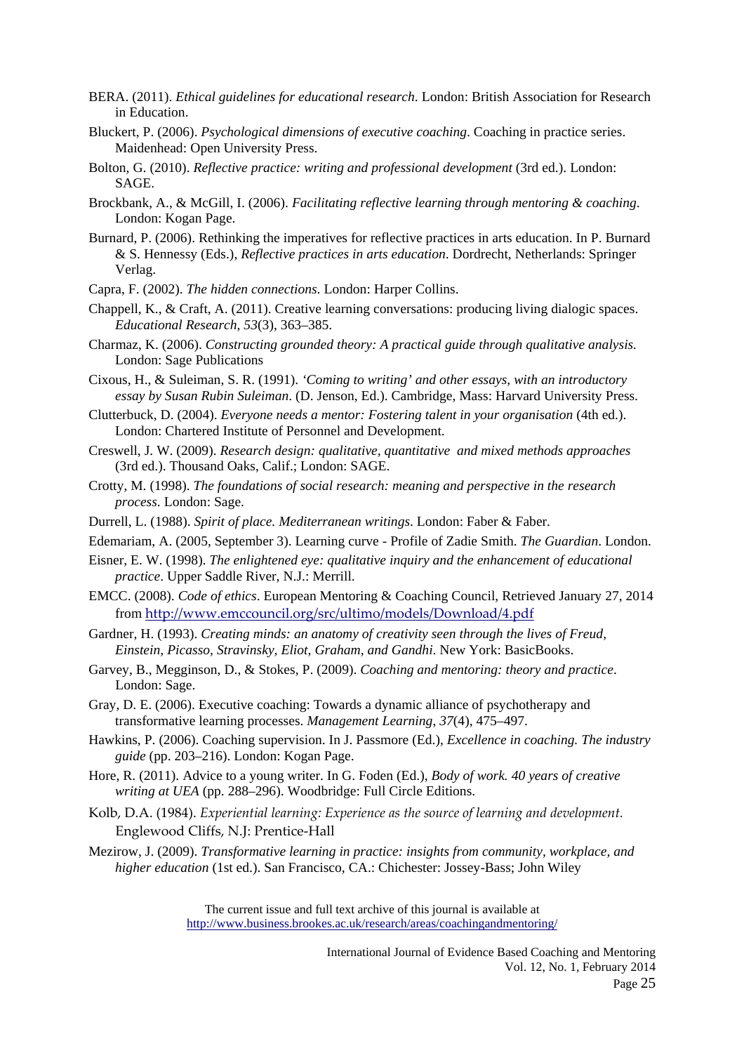BERA. (2011). *Ethical guidelines for educational research*. London: British Association for Research in Education.

Bluckert, P. (2006). *Psychological dimensions of executive coaching*. Coaching in practice series. Maidenhead: Open University Press.

Bolton, G. (2010). *Reflective practice: writing and professional development* (3rd ed.). London: SAGE.

Brockbank, A., & McGill, I. (2006). *Facilitating reflective learning through mentoring & coaching*. London: Kogan Page.

Burnard, P. (2006). Rethinking the imperatives for reflective practices in arts education. In P. Burnard & S. Hennessy (Eds.), *Reflective practices in arts education*. Dordrecht, Netherlands: Springer Verlag.

Capra, F. (2002). *The hidden connections*. London: Harper Collins.

Chappell, K., & Craft, A. (2011). Creative learning conversations: producing living dialogic spaces. *Educational Research*, *53*(3), 363–385.

Charmaz, K. (2006). *Constructing grounded theory: A practical guide through qualitative analysis.* London: Sage Publications

Cixous, H., & Suleiman, S. R. (1991). *'Coming to writing' and other essays, with an introductory essay by Susan Rubin Suleiman*. (D. Jenson, Ed.). Cambridge, Mass: Harvard University Press.

Clutterbuck, D. (2004). *Everyone needs a mentor: Fostering talent in your organisation* (4th ed.). London: Chartered Institute of Personnel and Development.

Creswell, J. W. (2009). *Research design: qualitative, quantitative and mixed methods approaches* (3rd ed.). Thousand Oaks, Calif.; London: SAGE.

Crotty, M. (1998). *The foundations of social research: meaning and perspective in the research process*. London: Sage.

Durrell, L. (1988). *Spirit of place. Mediterranean writings*. London: Faber & Faber.

Edemariam, A. (2005, September 3). Learning curve - Profile of Zadie Smith. *The Guardian*. London.

Eisner, E. W. (1998). *The enlightened eye: qualitative inquiry and the enhancement of educational practice*. Upper Saddle River, N.J.: Merrill.

EMCC. (2008). *Code of ethics*. European Mentoring & Coaching Council, Retrieved January 27, 2014 from http://www.emccouncil.org/src/ultimo/models/Download/4.pdf

Gardner, H. (1993). *Creating minds: an anatomy of creativity seen through the lives of Freud, Einstein, Picasso, Stravinsky, Eliot, Graham, and Gandhi*. New York: BasicBooks.

Garvey, B., Megginson, D., & Stokes, P. (2009). *Coaching and mentoring: theory and practice*. London: Sage.

Gray, D. E. (2006). Executive coaching: Towards a dynamic alliance of psychotherapy and transformative learning processes. *Management Learning*, *37*(4), 475–497.

Hawkins, P. (2006). Coaching supervision. In J. Passmore (Ed.), *Excellence in coaching. The industry guide* (pp. 203–216). London: Kogan Page.

Hore, R. (2011). Advice to a young writer. In G. Foden (Ed.), *Body of work. 40 years of creative writing at UEA* (pp. 288–296). Woodbridge: Full Circle Editions.

Kolb, D.A. (1984). *Experiential learning: Experience as the source of learning and development.* Englewood Cliffs, N.J: Prentice-Hall

Mezirow, J. (2009). *Transformative learning in practice: insights from community, workplace, and higher education* (1st ed.). San Francisco, CA.: Chichester: Jossey-Bass; John Wiley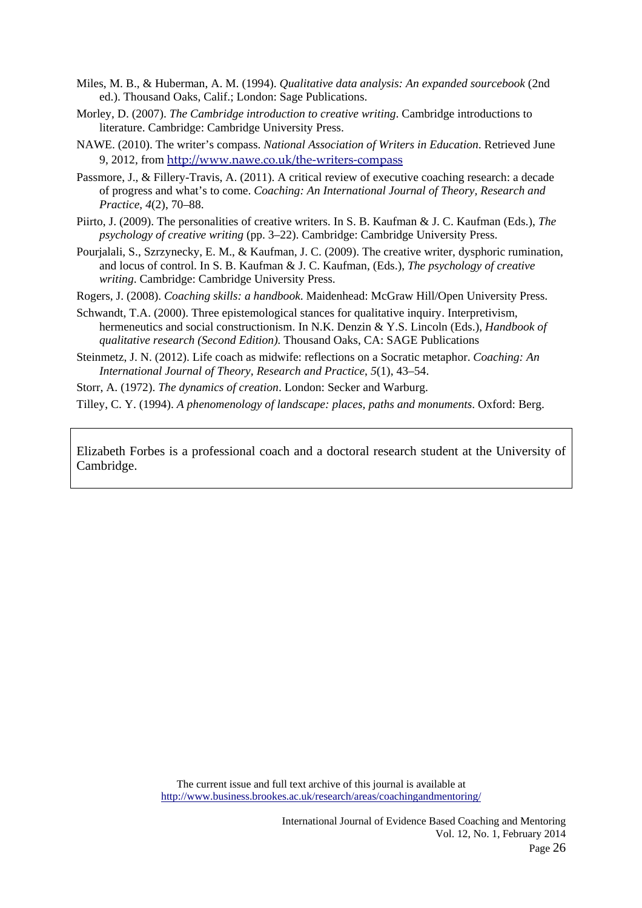Miles, M. B., & Huberman, A. M. (1994). *Qualitative data analysis: An expanded sourcebook* (2nd ed.). Thousand Oaks, Calif.; London: Sage Publications.

Morley, D. (2007). *The Cambridge introduction to creative writing*. Cambridge introductions to literature. Cambridge: Cambridge University Press.

NAWE. (2010). The writer's compass. *National Association of Writers in Education*. Retrieved June 9, 2012, from http://www.nawe.co.uk/the-writers-compass

Passmore, J., & Fillery-Travis, A. (2011). A critical review of executive coaching research: a decade of progress and what's to come. *Coaching: An International Journal of Theory, Research and Practice*, *4*(2), 70–88.

Piirto, J. (2009). The personalities of creative writers. In S. B. Kaufman & J. C. Kaufman (Eds.), *The psychology of creative writing* (pp. 3–22). Cambridge: Cambridge University Press.

Pourjalali, S., Szrzynecky, E. M., & Kaufman, J. C. (2009). The creative writer, dysphoric rumination, and locus of control. In S. B. Kaufman & J. C. Kaufman, (Eds.), *The psychology of creative writing*. Cambridge: Cambridge University Press.

Rogers, J. (2008). *Coaching skills: a handbook.* Maidenhead: McGraw Hill/Open University Press.

Schwandt, T.A. (2000). Three epistemological stances for qualitative inquiry. Interpretivism, hermeneutics and social constructionism. In N.K. Denzin & Y.S. Lincoln (Eds.), *Handbook of qualitative research (Second Edition).* Thousand Oaks, CA: SAGE Publications

Steinmetz, J. N. (2012). Life coach as midwife: reflections on a Socratic metaphor. *Coaching: An International Journal of Theory, Research and Practice*, *5*(1), 43–54.

Storr, A. (1972). *The dynamics of creation*. London: Secker and Warburg.

Tilley, C. Y. (1994). *A phenomenology of landscape: places, paths and monuments*. Oxford: Berg.

Elizabeth Forbes is a professional coach and a doctoral research student at the University of Cambridge.